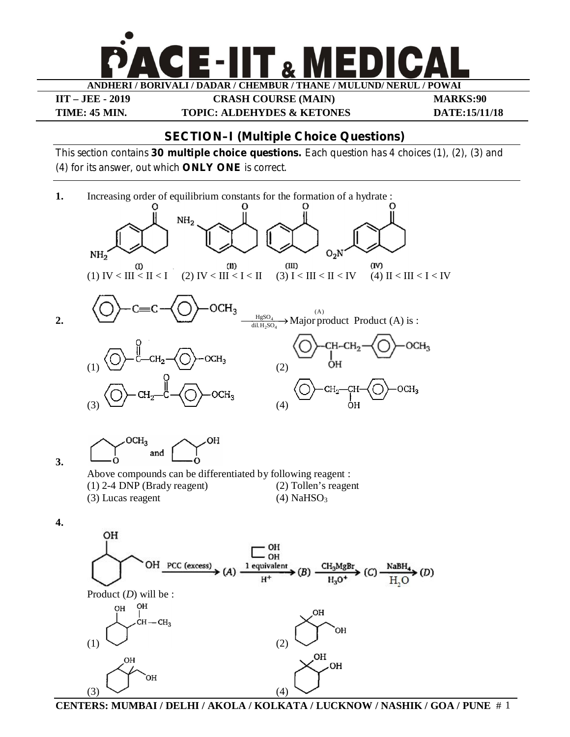# PACE-IIT & MEDICAL

**ANDHERI / BORIVALI / DADAR / CHEMBUR / THANE / MULUND/ NERUL / POWAI**

| IIT – JEE - 2019 | CRASH COURSE (MAIN) | MARKS:90 |
|---|---|---|
| TIME: 45 MIN. | TOPIC: ALDEHYDES & KETONES | DATE:15/11/18 |

## SECTION–I (Multiple Choice Questions)

This section contains **30 multiple choice questions.** Each question has 4 choices (1), (2), (3) and (4) for its answer, out which **ONLY ONE** is correct.

**1.** Increasing order of equilibrium constants for the formation of a hydrate :

(I) (II) (III) (IV)

(1) IV < III < II < I (2) IV < III < I < II (3) I < III < II < IV (4) II < III < I < IV

**2.** $C_6H_5-C\equiv C-C_6H_4-OCH_3$ $\xrightarrow[\text{dil. } H_2SO_4]{HgSO_4}$ Major product (A) Product (A) is :

(1) $C_6H_5-CO-CH_2-C_6H_4-OCH_3$
(2) $C_6H_5-CH(OH)-CH_2-C_6H_4-OCH_3$
(3) $C_6H_5-CH_2-CO-C_6H_4-OCH_3$
(4) $C_6H_5-CH_2-CH(OH)-C_6H_4-OCH_3$

**3.** (2-methoxytetrahydrofuran) and (2-hydroxytetrahydrofuran)

Above compounds can be differentiated by following reagent :

(1) 2-4 DNP (Brady reagent) (2) Tollen's reagent
(3) Lucas reagent (4) $NaHSO_3$

**4.** (2-(hydroxymethyl)cyclohexanol) $\xrightarrow{\text{PCC (excess)}}$ (A) $\xrightarrow[H^+]{\text{ethylene glycol, 1 equivalent}}$ (B) $\xrightarrow[H_3O^+]{CH_3MgBr}$ (C) $\xrightarrow[H_2O]{NaBH_4}$ (D)

Product (*D*) will be :

(1) (2) (3) (4)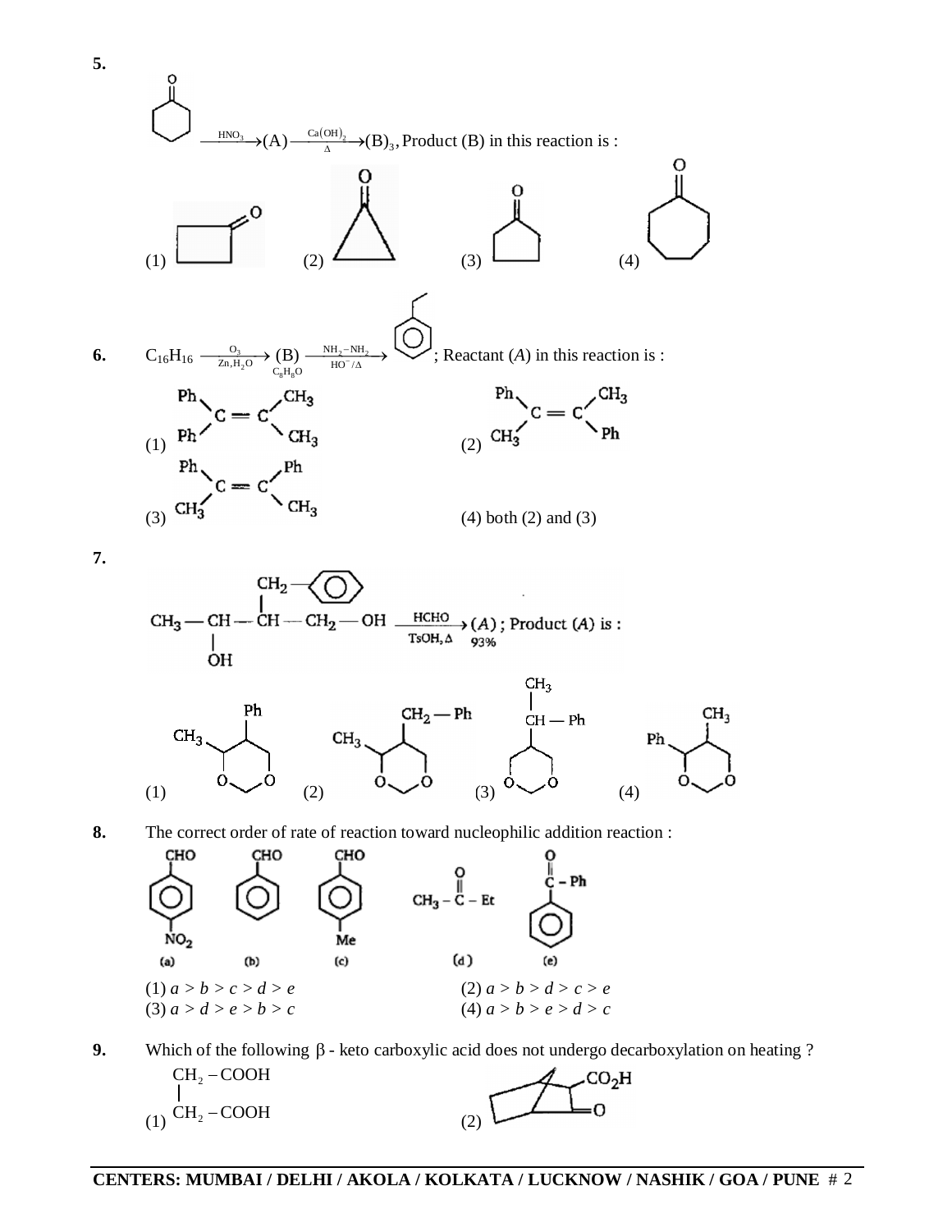**5.** Cyclohexanone $\xrightarrow{HNO_3}$ (A) $\xrightarrow[\Delta]{Ca(OH)_2}$ $(B)_3$, Product (B) in this reaction is :

(1) Cyclobutanone (2) Cyclopropanone (3) Cyclopentanone (4) Cycloheptanone

**6.** $C_{16}H_{16} \xrightarrow[Zn, H_2O]{O_3}$ (B) $\xrightarrow[HO^-/\Delta]{NH_2-NH_2}$ Ethylbenzene; Reactant (*A*) in this reaction is :

(B) is $C_8H_8O$

(1) $(Ph)_2C=C(CH_3)_2$

(2) $Ph(CH_3)C=C(Ph)(CH_3)$ [Ph and $CH_3$ on the left carbon; $CH_3$ and Ph on the right carbon; the two Ph groups trans]

(3) $Ph(CH_3)C=C(Ph)(CH_3)$ [Ph and $CH_3$ on the left carbon; Ph and $CH_3$ on the right carbon; the two Ph groups cis]

(4) both (2) and (3)

**7.**

$CH_3-CH(OH)-CH(CH_2C_6H_5)-CH_2-OH \xrightarrow[TsOH, \Delta]{HCHO}$ (*A*) 93%; Product (*A*) is :

(1) 1,3-Dioxane with $CH_3$ and Ph on adjacent ring carbons

(2) 1,3-Dioxane with $CH_3$ and $CH_2-Ph$ on adjacent ring carbons

(3) 1,3-Dioxane with $CH(CH_3)-Ph$ on the ring carbon between the two $CH_2$ groups

(4) 1,3-Dioxane with Ph and $CH_3$ on adjacent ring carbons

**8.** The correct order of rate of reaction toward nucleophilic addition reaction :

(a) 4-Nitrobenzaldehyde (b) Benzaldehyde (c) 4-Methylbenzaldehyde (d) $CH_3-CO-Et$ (e) $Ph-CO-Ph$

(1) *a* > *b* > *c* > *d* > *e*

(2) *a* > *b* > *d* > *c* > *e*

(3) *a* > *d* > *e* > *b* > *c*

(4) *a* > *b* > *e* > *d* > *c*

**9.** Which of the following $\beta$ - keto carboxylic acid does not undergo decarboxylation on heating ?

(1) $CH_2-COOH$ bonded to $CH_2-COOH$ (i.e., $HOOC-CH_2-CH_2-COOH$)

(2) Bicyclic ketone with $CO_2H$ on the carbon adjacent to the $C=O$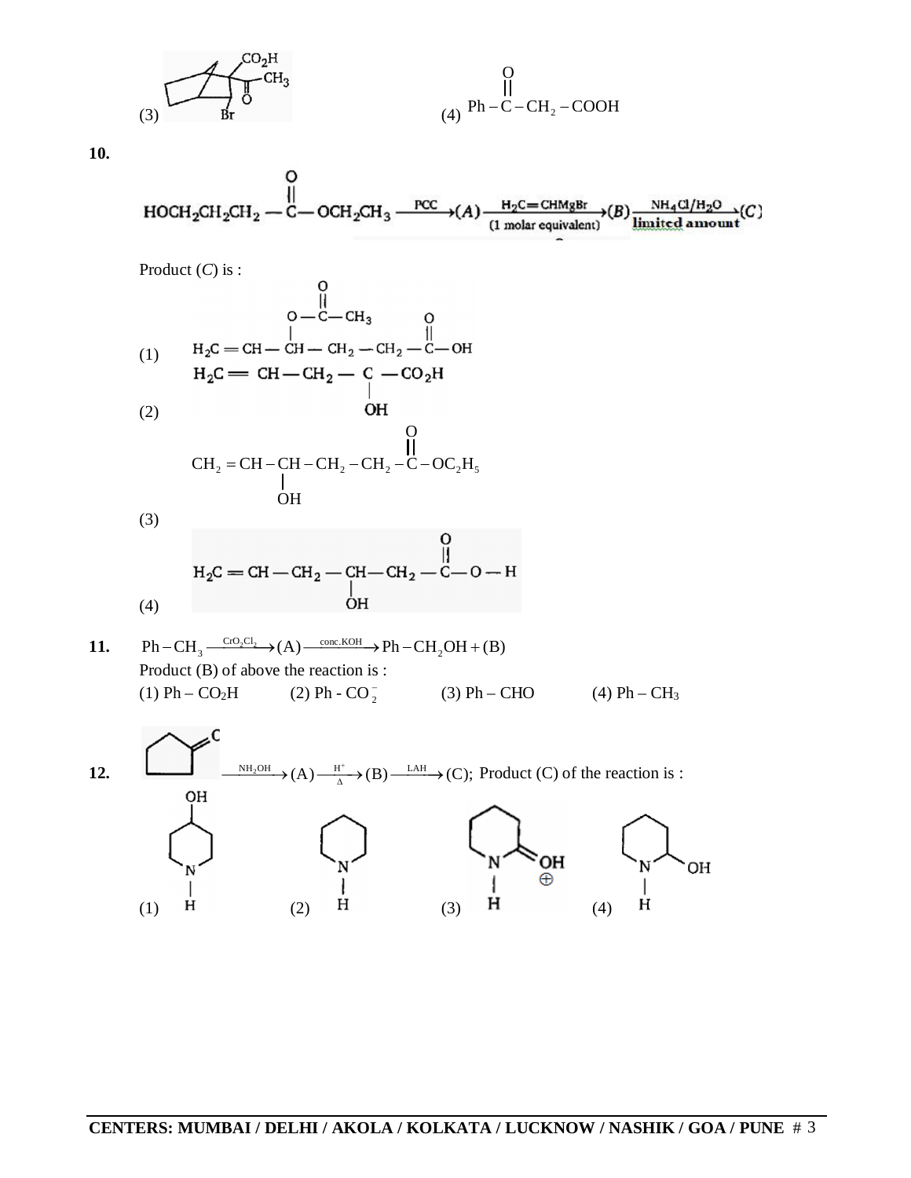(3) [Bicyclic structure with $CO_2H$, $-C(=O)CH_3$ and Br substituents]

(4) $Ph-\overset{O}{\overset{\|}{C}}-CH_2-COOH$

**10.**

$$HOCH_2CH_2CH_2-\overset{O}{\overset{\|}{C}}-OCH_2CH_3 \xrightarrow{PCC} (A) \xrightarrow[\text{(1 molar equivalent)}]{H_2C=CHMgBr} (B) \xrightarrow[\text{limited amount}]{NH_4Cl/H_2O} (C)$$

Product (*C*) is :

(1) $H_2C=CH-\underset{O-\overset{O}{\overset{\|}{C}}-CH_3}{CH}-CH_2-CH_2-\overset{O}{\overset{\|}{C}}-OH$

(2) $H_2C=CH-CH_2-\underset{OH}{\underset{|}{C}}-CO_2H$

(3) $CH_2=CH-\underset{OH}{\underset{|}{CH}}-CH_2-CH_2-\overset{O}{\overset{\|}{C}}-OC_2H_5$

(4) $H_2C=CH-CH_2-\underset{OH}{\underset{|}{CH}}-CH_2-\overset{O}{\overset{\|}{C}}-O-H$

**11.** $Ph-CH_3 \xrightarrow{CrO_2Cl_2} (A) \xrightarrow{conc.KOH} Ph-CH_2OH+(B)$

Product (B) of above the reaction is :

(1) $Ph-CO_2H$ (2) $Ph-CO_2^-$ (3) $Ph-CHO$ (4) $Ph-CH_3$

**12.** [Cyclopentanone] $\xrightarrow{NH_2OH} (A) \xrightarrow[\Delta]{H^+} (B) \xrightarrow{LAH} (C)$; Product (C) of the reaction is :

(1) [4-Hydroxypiperidine, N–H] (2) [Piperidine, N–H] (3) [Protonated piperidin-2-one, $=\overset{\oplus}{O}H$, N–H] (4) [2-Hydroxypiperidine, N–H]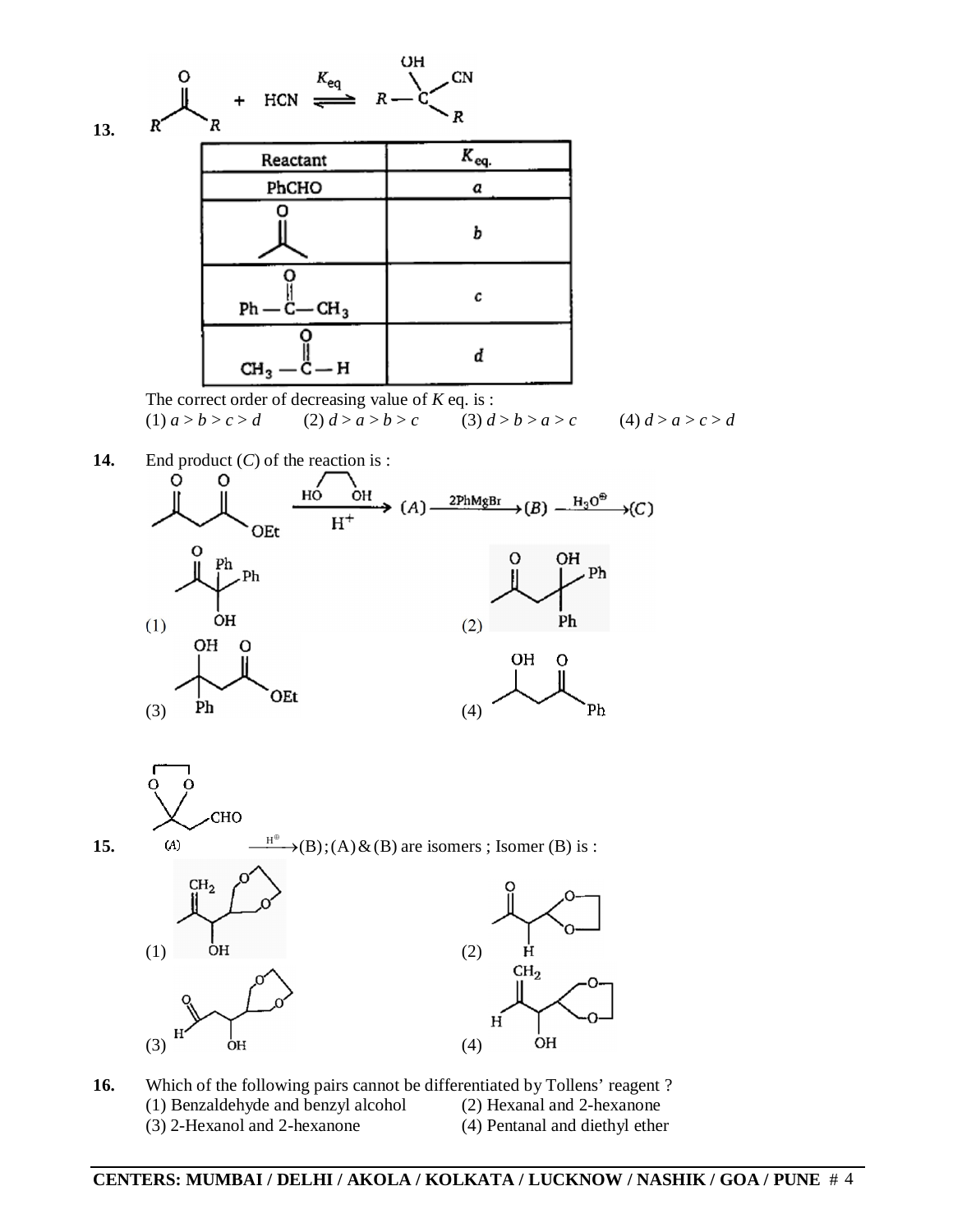**13.** $R-\overset{O}{\overset{\|}{C}}-R + HCN \underset{}{\overset{K_{eq}}{\rightleftharpoons}} R-\overset{OH}{\underset{R}{C}}-CN$

| Reactant | $K_{eq.}$ |
|---|---|
| PhCHO | *a* |
| $CH_3-\overset{O}{\overset{\|}{C}}-CH_3$ | *b* |
| $Ph-\overset{O}{\overset{\|}{C}}-CH_3$ | *c* |
| $CH_3-\overset{O}{\overset{\|}{C}}-H$ | *d* |

The correct order of decreasing value of *K* eq. is :

(1) $a > b > c > d$ (2) $d > a > b > c$ (3) $d > b > a > c$ (4) $d > a > c > d$

**14.** End product (*C*) of the reaction is :

$CH_3COCH_2COOEt \xrightarrow[H^+]{HO-CH_2CH_2-OH} (A) \xrightarrow{2PhMgBr} (B) \xrightarrow{H_3O^{\oplus}} (C)$

(1) $CH_3-CO-C(OH)(Ph)_2$

(2) $CH_3-CO-CH_2-C(OH)(Ph)_2$

(3) $CH_3-C(OH)(Ph)-CH_2-COOEt$

(4) $CH_3-CH(OH)-CH_2-CO-Ph$

**15.** (A) (ethylene ketal of $CH_3COCH_2CHO$: $CH_3-C(OCH_2CH_2O)-CH_2-CHO$) $\xrightarrow{H^{\oplus}}$ (B) ; (A) & (B) are isomers ; Isomer (B) is :

(1) $CH_2=C(CH_3)-CH(OH)-$(1,3-dioxolan-4-yl)

(2) $CH_3-CO-CH_2-$(1,3-dioxolan-2-yl)

(3) $OHC-CH_2-CH(OH)-$(1,3-dioxolan-4-yl)

(4) $CH_2=CH-CH(OH)-$(1,3-dioxolan-4-yl)

**16.** Which of the following pairs cannot be differentiated by Tollens' reagent ?

(1) Benzaldehyde and benzyl alcohol (2) Hexanal and 2-hexanone

(3) 2-Hexanol and 2-hexanone (4) Pentanal and diethyl ether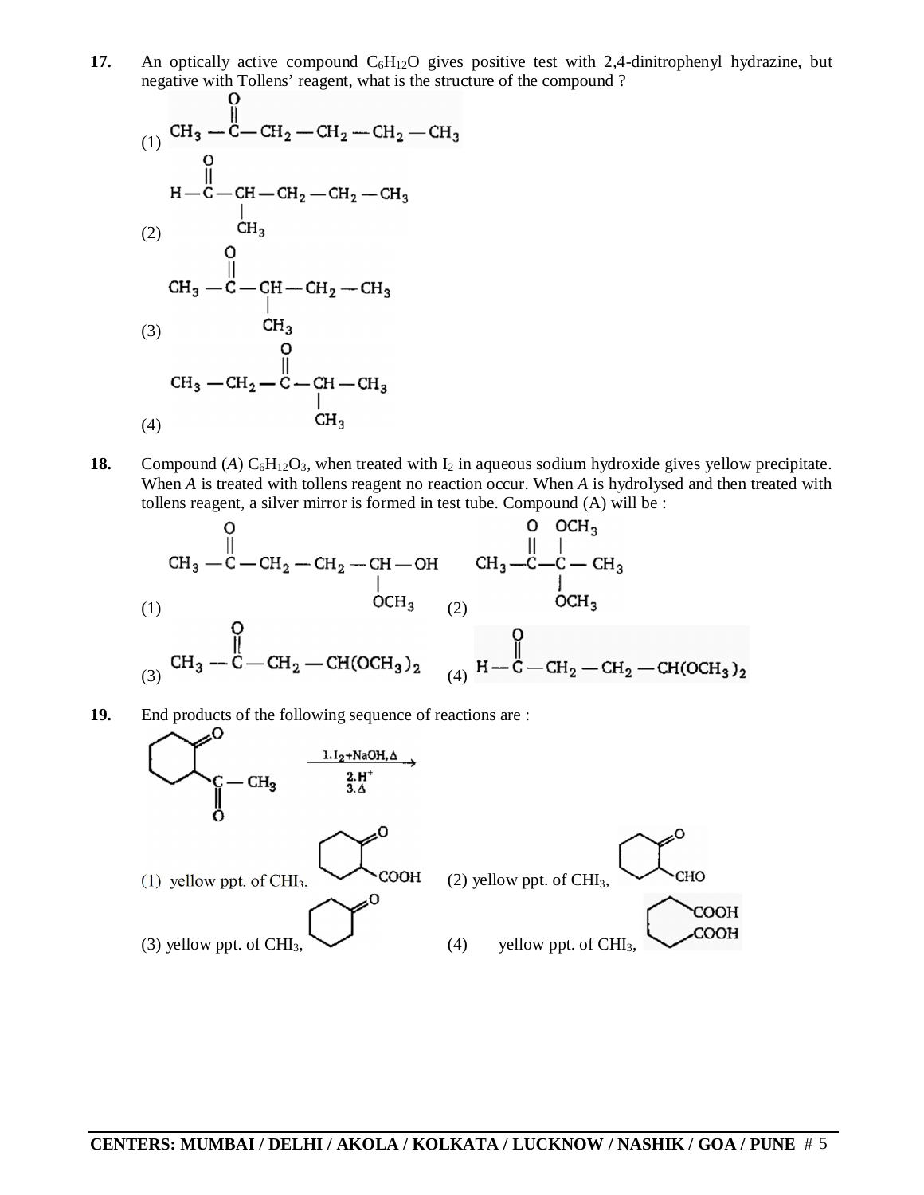**17.** An optically active compound $C_6H_{12}O$ gives positive test with 2,4-dinitrophenyl hydrazine, but negative with Tollens' reagent, what is the structure of the compound ?

(1) $CH_3-\overset{O}{\overset{\|}{C}}-CH_2-CH_2-CH_2-CH_3$

(2) $H-\overset{O}{\overset{\|}{C}}-\underset{CH_3}{\underset{|}{CH}}-CH_2-CH_2-CH_3$

(3) $CH_3-\overset{O}{\overset{\|}{C}}-\underset{CH_3}{\underset{|}{CH}}-CH_2-CH_3$

(4) $CH_3-CH_2-\overset{O}{\overset{\|}{C}}-\underset{CH_3}{\underset{|}{CH}}-CH_3$

**18.** Compound (*A*) $C_6H_{12}O_3$, when treated with $I_2$ in aqueous sodium hydroxide gives yellow precipitate. When *A* is treated with tollens reagent no reaction occur. When *A* is hydrolysed and then treated with tollens reagent, a silver mirror is formed in test tube. Compound (A) will be :

(1) $CH_3-\overset{O}{\overset{\|}{C}}-CH_2-CH_2-\underset{OCH_3}{\underset{|}{CH}}-OH$

(2) $CH_3-\overset{O}{\overset{\|}{C}}-\overset{OCH_3}{\overset{|}{\underset{OCH_3}{\underset{|}{C}}}}-CH_3$

(3) $CH_3-\overset{O}{\overset{\|}{C}}-CH_2-CH(OCH_3)_2$

(4) $H-\overset{O}{\overset{\|}{C}}-CH_2-CH_2-CH(OCH_3)_2$

**19.** End products of the following sequence of reactions are :

2-Acetylcyclohexanone $\xrightarrow[\text{2. } H^+ \text{ 3. } \Delta]{\text{1. } I_2 + NaOH, \Delta}$

(1) yellow ppt. of $CHI_3$, 2-oxocyclohexane-1-carboxylic acid (cyclohexanone ring with COOH)

(2) yellow ppt. of $CHI_3$, 2-oxocyclohexane-1-carbaldehyde (cyclohexanone ring with CHO)

(3) yellow ppt. of $CHI_3$, cyclohexanone

(4) yellow ppt. of $CHI_3$, HOOC–$(CH_2)_4$–COOH (open-chain dicarboxylic acid)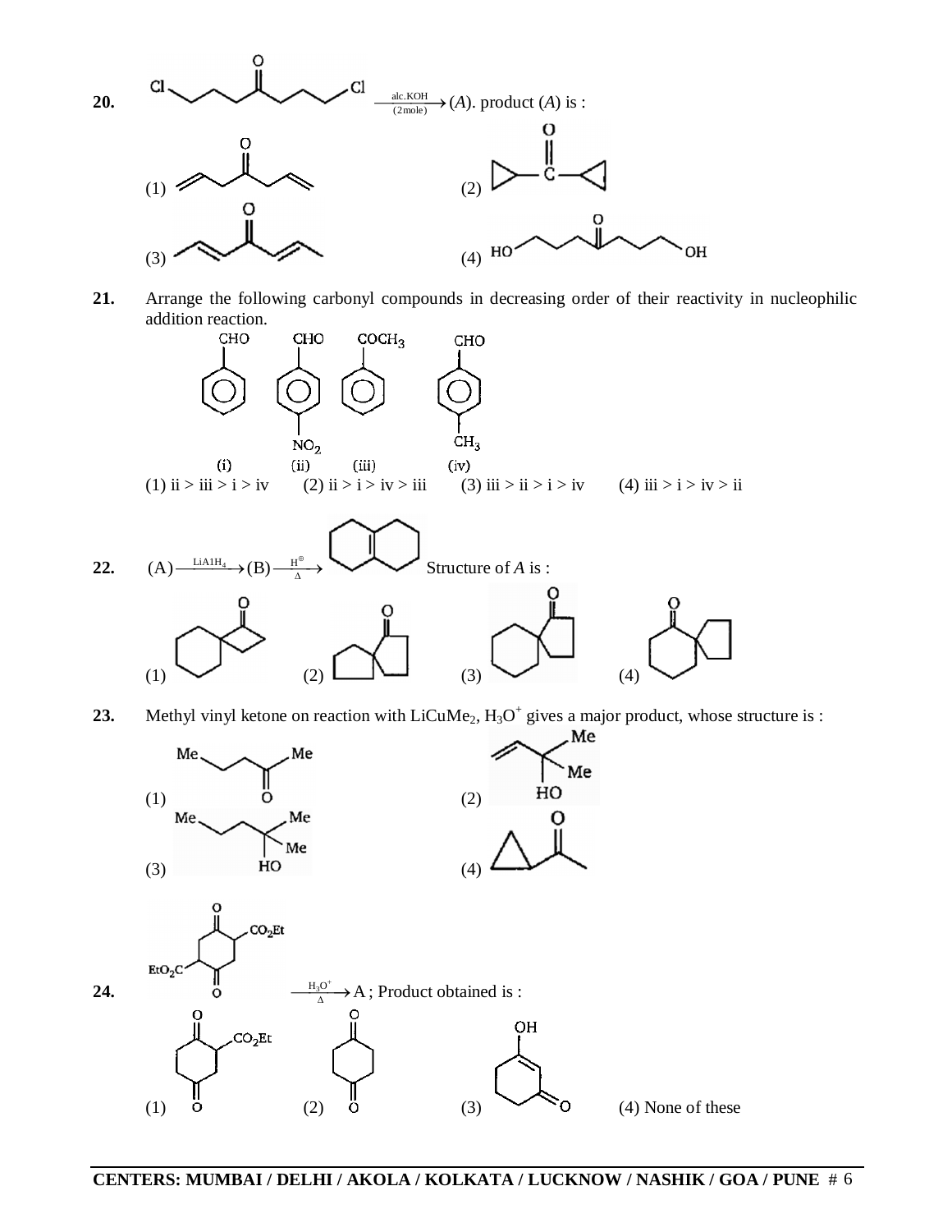**20.** Cl–CH₂CH₂CH₂–C(=O)–CH₂CH₂CH₂–Cl $\xrightarrow[\text{(2mole)}]{\text{alc.KOH}}$ (*A*). product (*A*) is :

(1) $CH_2=CH-CH_2-CO-CH_2-CH=CH_2$ (2) cyclopropyl–C(=O)–cyclopropyl

(3) $CH_3-CH=CH-CO-CH=CH-CH_3$ (4) HO–CH₂CH₂CH₂–C(=O)–CH₂CH₂CH₂–OH

**21.** Arrange the following carbonyl compounds in decreasing order of their reactivity in nucleophilic addition reaction.

(i) $C_6H_5CHO$ (ii) $p\text{-}NO_2C_6H_4CHO$ (iii) $C_6H_5COCH_3$ (iv) $p\text{-}CH_3C_6H_4CHO$

(1) ii > iii > i > iv (2) ii > i > iv > iii (3) iii > ii > i > iv (4) iii > i > iv > ii

**22.** (A) $\xrightarrow{\text{LiAlH}_4}$ (B) $\xrightarrow[\Delta]{H^{\oplus}}$ [bicyclic alkene: octahydronaphthalene with central double bond] Structure of *A* is :

(1) spiro[3.5]nonan-1-one (cyclohexane spiro-fused to cyclobutanone) (2) spiro[4.4]nonan-1-one (cyclopentane spiro-fused to cyclopentanone) (3) spiro[4.5]decan-1-one (cyclohexane spiro-fused to cyclopentanone) (4) spiro[4.5]decan-6-one (cyclopentane spiro-fused to cyclohexanone)

**23.** Methyl vinyl ketone on reaction with $LiCuMe_2$, $H_3O^+$ gives a major product, whose structure is :

(1) $Me-CH_2-CH_2-CO-Me$ (2) $CH_2=CH-C(OH)(Me)_2$

(3) $Me-CH_2-CH_2-C(OH)(Me)_2$ (4) cyclopropyl–C(=O)–$CH_3$

**24.** 2,5-bis(ethoxycarbonyl)cyclohexane-1,4-dione $\xrightarrow[\Delta]{H_3O^+}$ A ; Product obtained is :

(1) 2-(ethoxycarbonyl)cyclohexane-1,4-dione (2) cyclohexane-1,4-dione (3) 3-hydroxycyclohex-2-en-1-one (4) None of these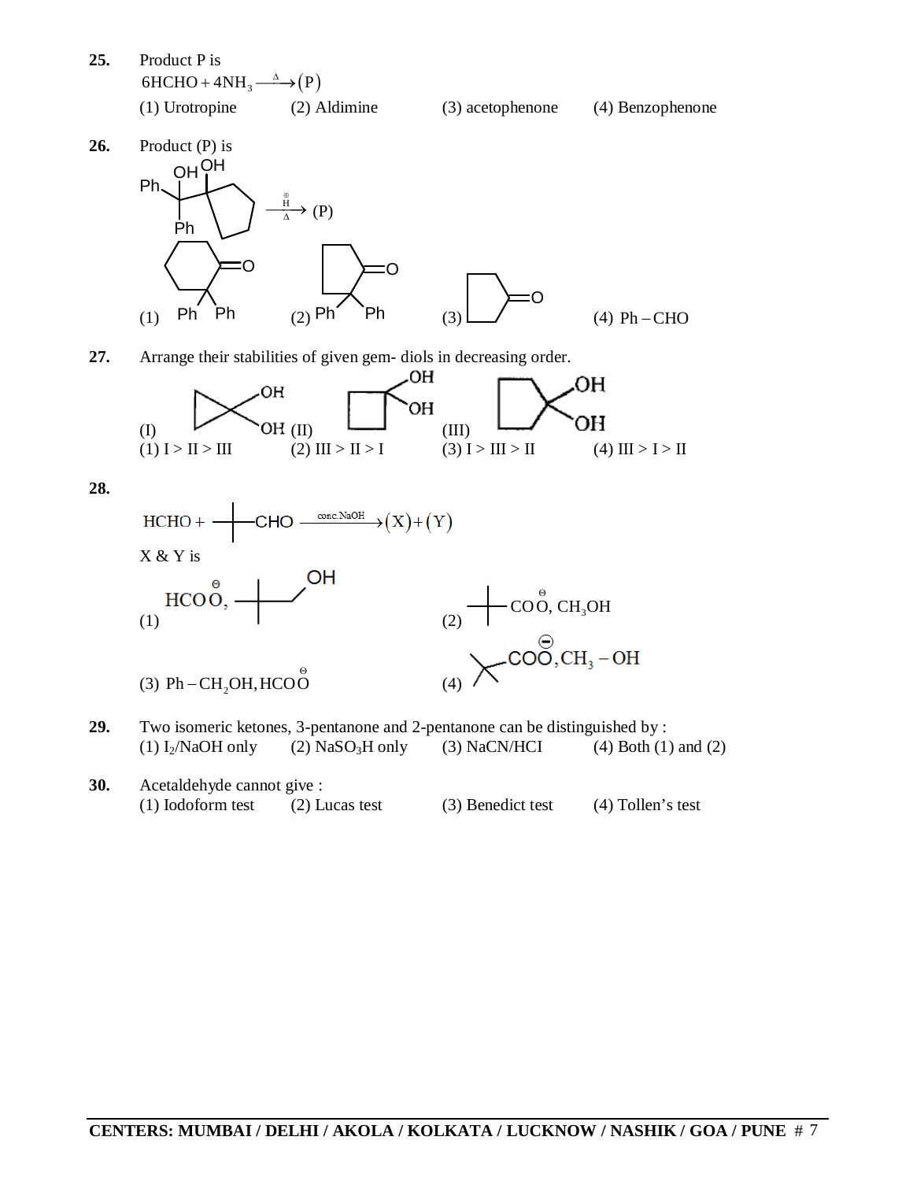**25.** Product P is

$6HCHO + 4NH_3 \xrightarrow{\Delta} (P)$

(1) Urotropine (2) Aldimine (3) acetophenone (4) Benzophenone

**26.** Product (P) is

(1,1-diphenyl-1-hydroxymethyl)cyclopentanol $\xrightarrow[\Delta]{H^{\oplus}} (P)$

(1) 2,2-diphenylcyclohexanone (2) 2,2-diphenylcyclopentanone (3) cyclopentanone (4) $Ph-CHO$

**27.** Arrange their stabilities of given gem- diols in decreasing order.

(I) cyclopropane-1,1-diol (II) cyclobutane-1,1-diol (III) cyclopentane-1,1-diol

(1) I > II > III (2) III > II > I (3) I > III > II (4) III > I > II

**28.**

$HCHO + (CH_3)_3C-CHO \xrightarrow{\text{conc. NaOH}} (X) + (Y)$

X & Y is

(1) $HCO\overset{\ominus}{O}$, $(CH_3)_3C-CH_2OH$ (2) $(CH_3)_3C-CO\overset{\ominus}{O}$, $CH_3OH$

(3) $Ph-CH_2OH, HCO\overset{\ominus}{O}$ (4) $(CH_3)_3C-CO\overset{\ominus}{O}, CH_3-OH$

**29.** Two isomeric ketones, 3-pentanone and 2-pentanone can be distinguished by :

(1) $I_2$/NaOH only (2) $NaSO_3H$ only (3) NaCN/HCI (4) Both (1) and (2)

**30.** Acetaldehyde cannot give :

(1) Iodoform test (2) Lucas test (3) Benedict test (4) Tollen's test

**CENTERS: MUMBAI / DELHI / AKOLA / KOLKATA / LUCKNOW / NASHIK / GOA / PUNE**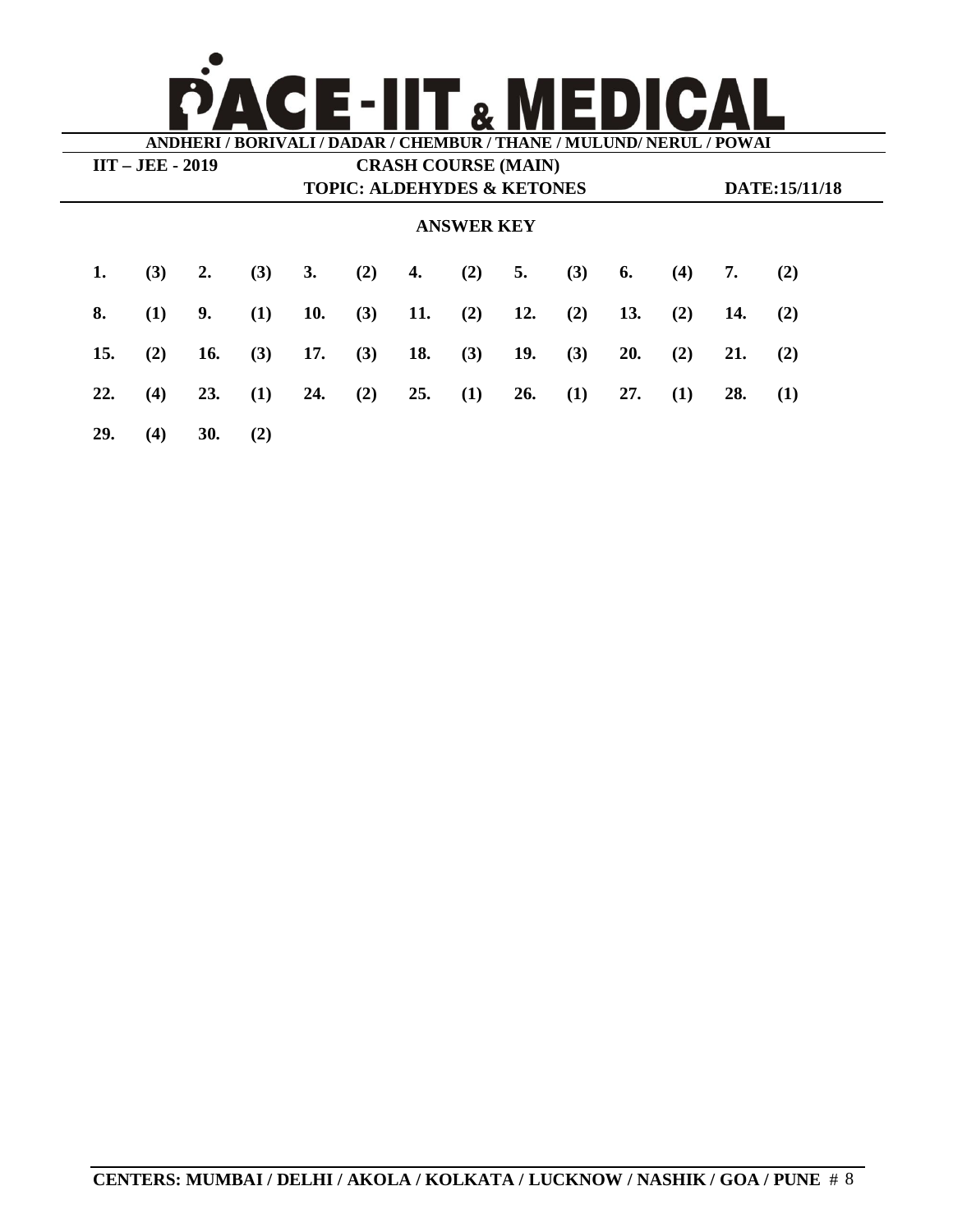# PACE-IIT & MEDICAL

**ANDHERI / BORIVALI / DADAR / CHEMBUR / THANE / MULUND/ NERUL / POWAI**

**IIT – JEE - 2019** **CRASH COURSE (MAIN)**

**TOPIC: ALDEHYDES & KETONES** **DATE:15/11/18**

## ANSWER KEY

| | | | | | | | | | | | | | |
|---|---|---|---|---|---|---|---|---|---|---|---|---|---|
| **1.** | **(3)** | **2.** | **(3)** | **3.** | **(2)** | **4.** | **(2)** | **5.** | **(3)** | **6.** | **(4)** | **7.** | **(2)** |
| **8.** | **(1)** | **9.** | **(1)** | **10.** | **(3)** | **11.** | **(2)** | **12.** | **(2)** | **13.** | **(2)** | **14.** | **(2)** |
| **15.** | **(2)** | **16.** | **(3)** | **17.** | **(3)** | **18.** | **(3)** | **19.** | **(3)** | **20.** | **(2)** | **21.** | **(2)** |
| **22.** | **(4)** | **23.** | **(1)** | **24.** | **(2)** | **25.** | **(1)** | **26.** | **(1)** | **27.** | **(1)** | **28.** | **(1)** |
| **29.** | **(4)** | **30.** | **(2)** | | | | | | | | | | |

**CENTERS: MUMBAI / DELHI / AKOLA / KOLKATA / LUCKNOW / NASHIK / GOA / PUNE**